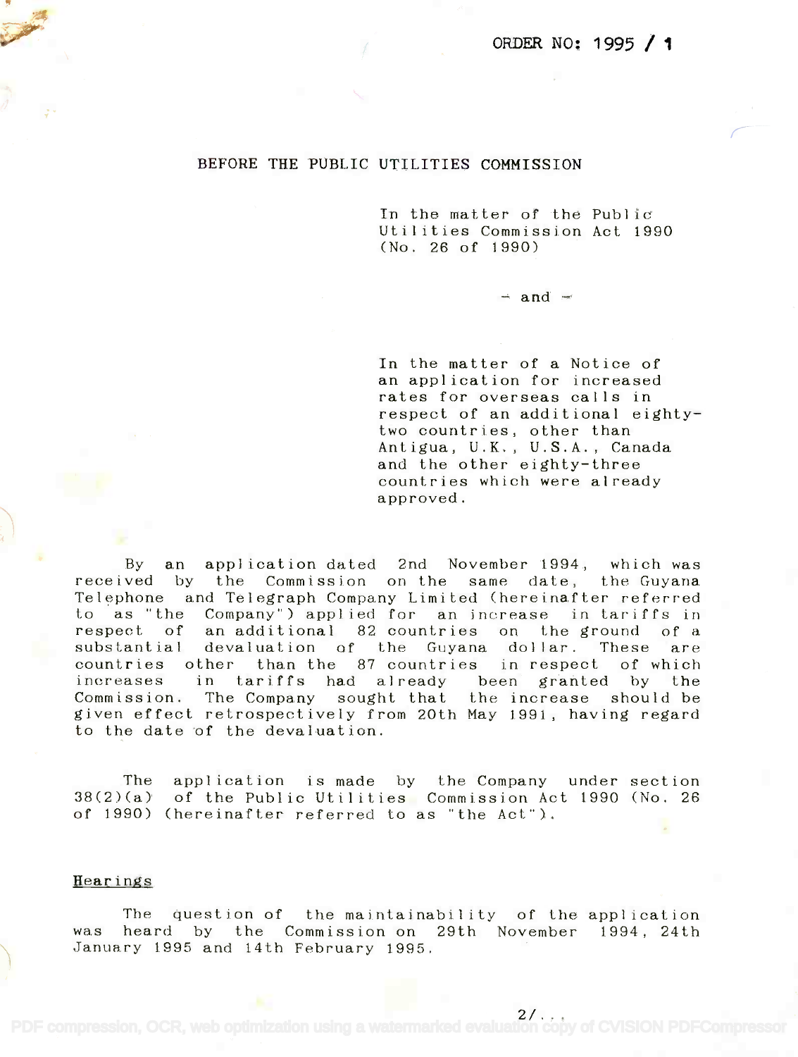ORDER NO: 1995 / 1

# BEFORE THE PUBLIC UTILITIES COMMISSION

In the matter of the Public Utilities Commission Act 1990 (No. 26 of 1990)

\- and -

In the matter of a Notice of an application for increased rates for overseas calls in respect of an additional eighty-two countries, other than Antigua, U.K., U.S.A., Canada and the other eighty-three countries which were already approved.

By an application dated 2nd November 1994, which was received by the Commission on the same date, the Guyana Telephone and Telegraph Company Limited (hereinafter referred to as "the Company") applied for an increase in tariffs in respect of an additional 82 countries on the ground of a substantial devaluation of the Guyana dollar. These are countries other than the 87 countries in respect of which increases in tariffs had already been granted by the Commission. The Company sought that the increase should be given effect retrospectively from 20th May 1991, having regard to the date of the devaluation.

The application is made by the Company under section 38(2)(a) of the Public Utilities Commission Act 1990 (No. 26 of 1990) (hereinafter referred to as "the Act").

## Hearings

The question of the maintainability of the application was heard by the Commission on 29th November 1994, 24th January 1995 and 14th February 1995.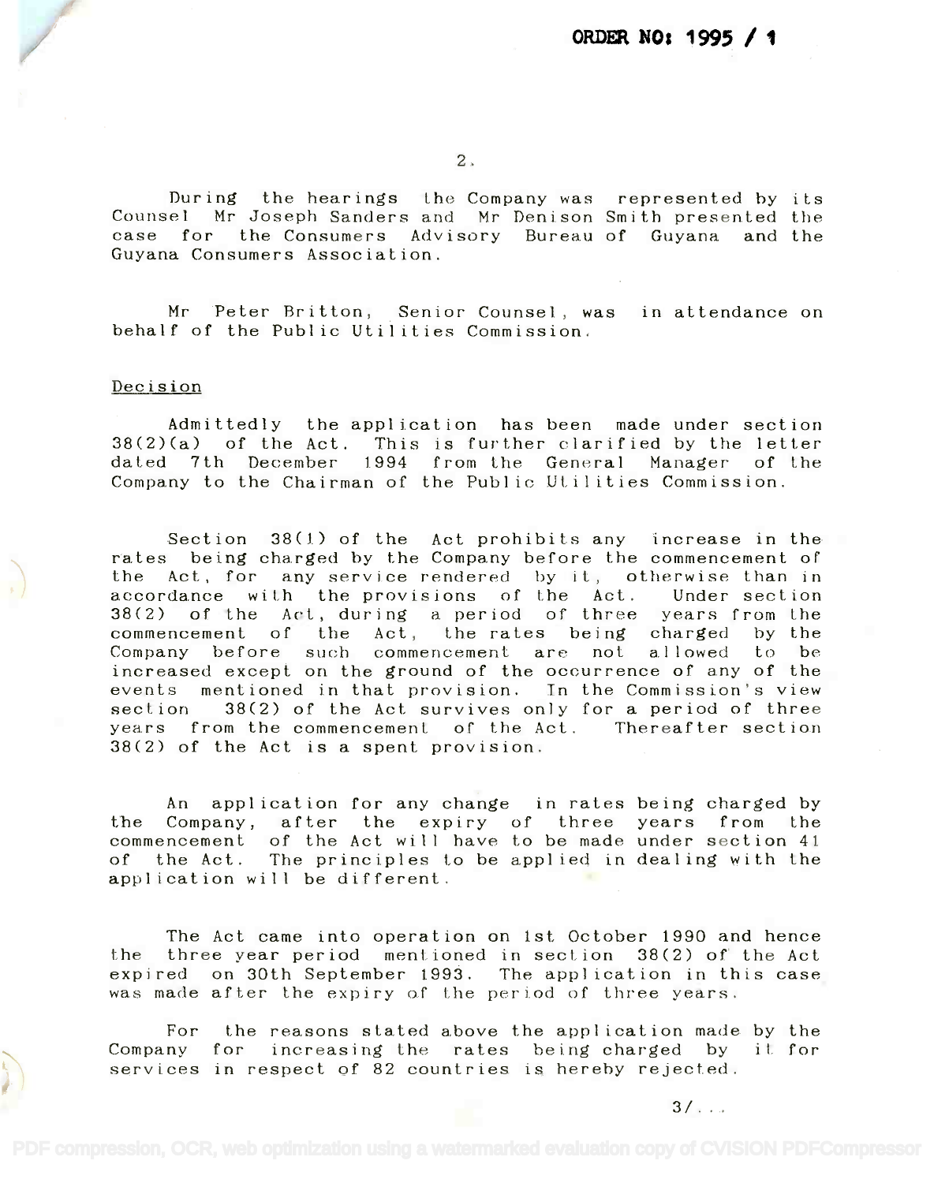During the hearings the Company was represented by its Counsel Mr Joseph Sanders and Mr Denison Smith presented the case for the Consumers Advisory Bureau of Guyana and the Guyana Consumers Association.

Mr Peter Britton, Senior Counsel, was in attendance on behalf of the Public Utilities Commission.

## Decision

Admittedly the application has been made under section 38(2)(a) of the Act. This is further clarified by the letter dated 7th December 1994 from the General Manager of the Company to the Chairman of the Public Utilities Commission.

Section 38(1) of the Act prohibits any increase in the rates being charged by the Company before the commencement of the Act, for any service rendered by it, otherwise than in accordance with the provisions of the Act. Under section 38(2) of the Act, during a period of three years from the commencement of the Act, the rates being charged by the Company before such commencement are not allowed to be increased except on the ground of the occurrence of any of the events mentioned in that provision. In the Commission's view section 38(2) of the Act survives only for a period of three years from the commencement of the Act. Thereafter section 38(2) of the Act is a spent provision.

An application for any change in rates being charged by the Company, after the expiry of three years from the commencement of the Act will have to be made under section 41 of the Act. The principles to be applied in dealing with the application will be different.

The Act came into operation on 1st October 1990 and hence the three year period mentioned in section 38(2) of the Act expired on 30th September 1993. The application in this case was made after the expiry of the period of three years.

For the reasons stated above the application made by the Company for increasing the rates being charged by it for services in respect of 82 countries is hereby rejected.

3/...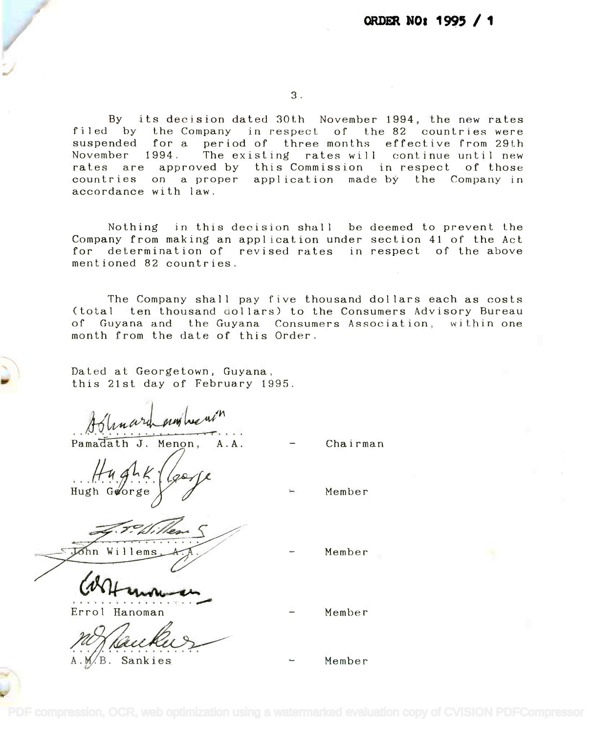**ORDER NO: 1995 / 1**

By its decision dated 30th November 1994, the new rates filed by the Company in respect of the 82 countries were suspended for a period of three months effective from 29th November 1994. The existing rates will continue until new rates are approved by this Commission in respect of those countries on a proper application made by the Company in accordance with law.

Nothing in this decision shall be deemed to prevent the Company from making an application under section 41 of the Act for determination of revised rates in respect of the above mentioned 82 countries.

The Company shall pay five thousand dollars each as costs (total ten thousand dollars) to the Consumers Advisory Bureau of Guyana and the Guyana Consumers Association, within one month from the date of this Order.

Dated at Georgetown, Guyana,
this 21st day of February 1995.

Pamadath J. Menon, A.A. - Chairman

Hugh George - Member

John Willems, A.A. - Member

Errol Hanoman - Member

A.M.B. Sankies - Member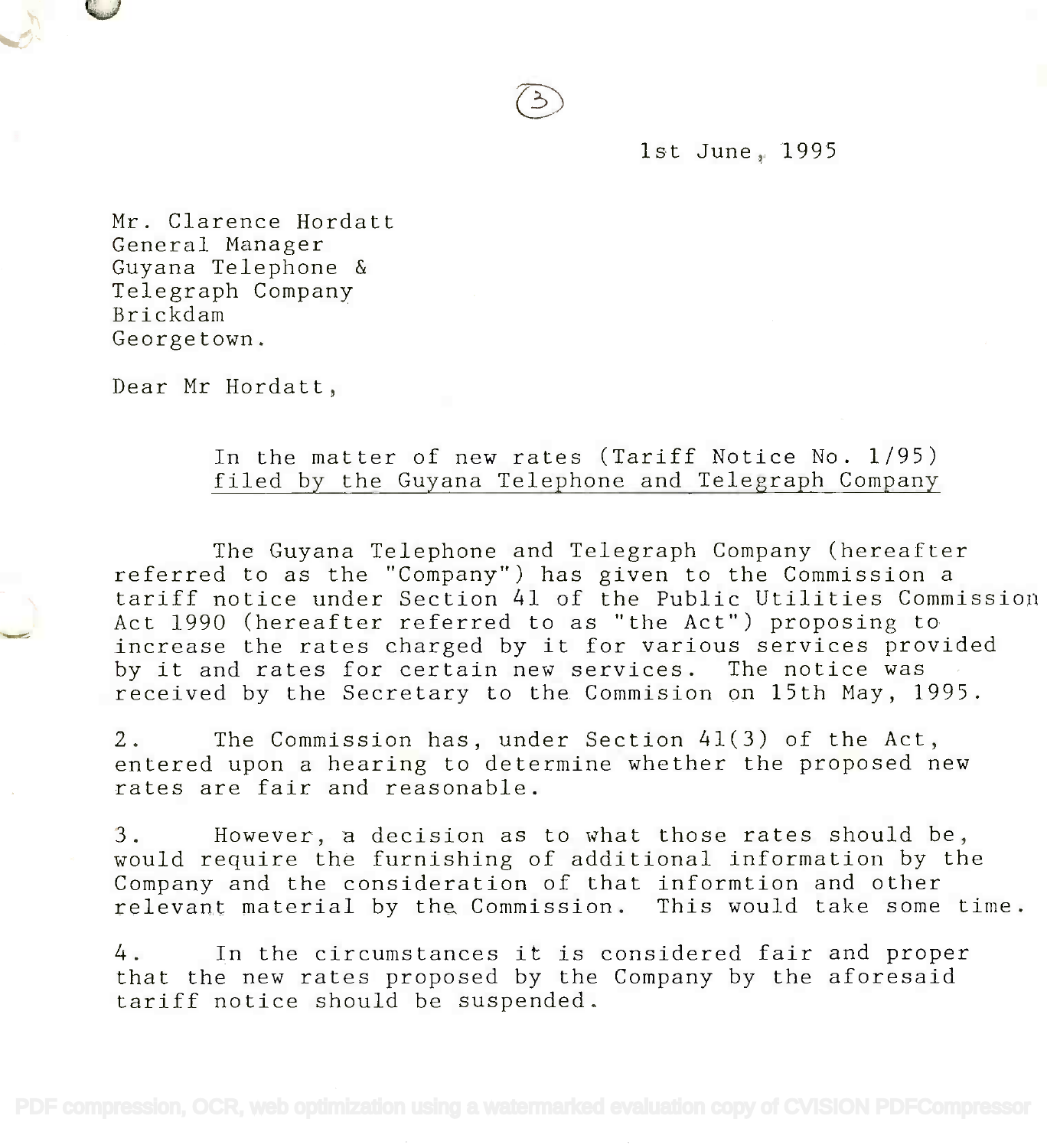1st June, 1995

Mr. Clarence Hordatt
General Manager
Guyana Telephone &
Telegraph Company
Brickdam
Georgetown.

Dear Mr Hordatt,

In the matter of new rates (Tariff Notice No. 1/95)
filed by the Guyana Telephone and Telegraph Company

The Guyana Telephone and Telegraph Company (hereafter referred to as the "Company") has given to the Commission a tariff notice under Section 41 of the Public Utilities Commission Act 1990 (hereafter referred to as "the Act") proposing to increase the rates charged by it for various services provided by it and rates for certain new services. The notice was received by the Secretary to the Commision on 15th May, 1995.

2. The Commission has, under Section 41(3) of the Act, entered upon a hearing to determine whether the proposed new rates are fair and reasonable.

3. However, a decision as to what those rates should be, would require the furnishing of additional information by the Company and the consideration of that informtion and other relevant material by the Commission. This would take some time.

4. In the circumstances it is considered fair and proper that the new rates proposed by the Company by the aforesaid tariff notice should be suspended.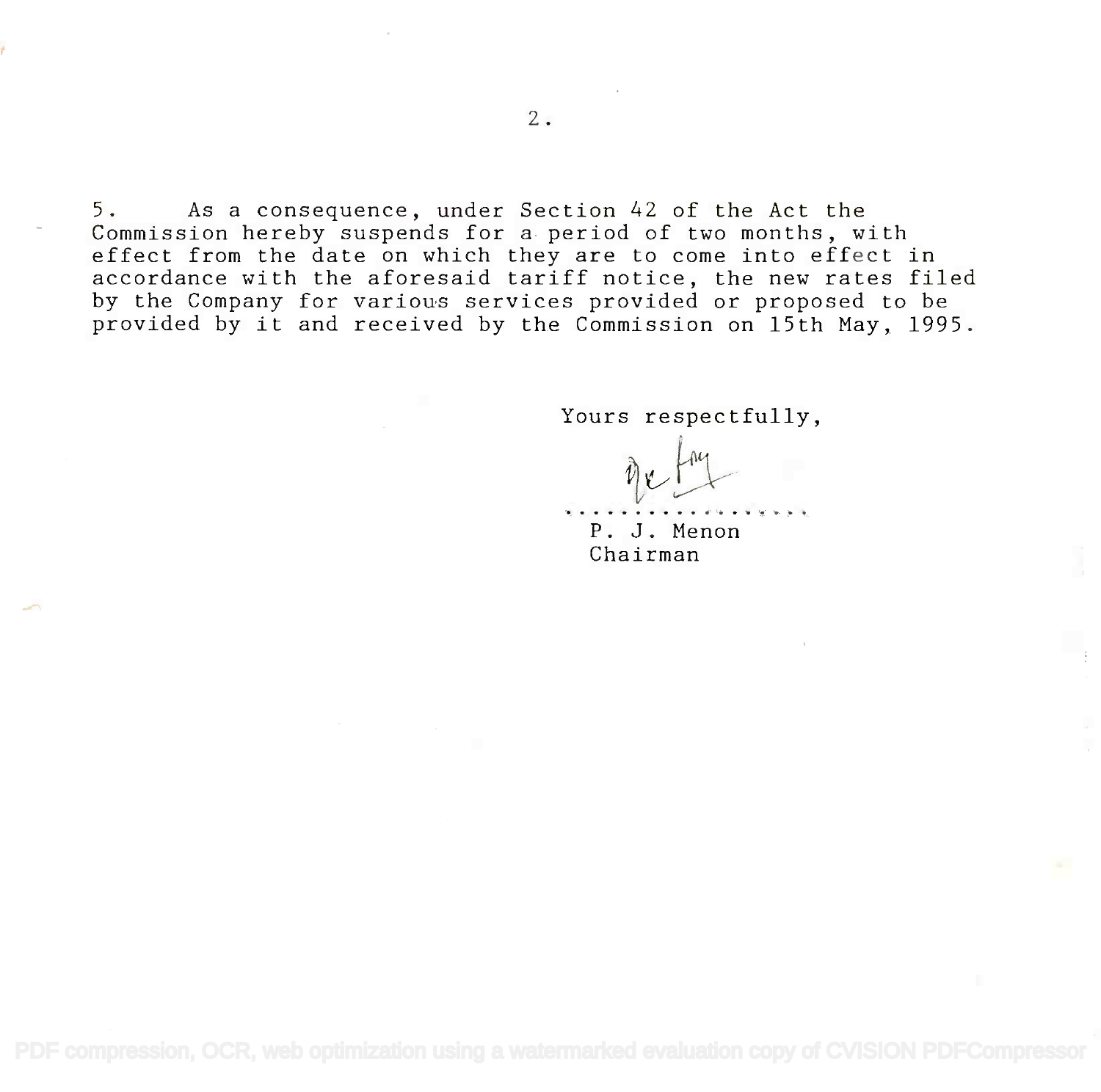5. As a consequence, under Section 42 of the Act the Commission hereby suspends for a period of two months, with effect from the date on which they are to come into effect in accordance with the aforesaid tariff notice, the new rates filed by the Company for various services provided or proposed to be provided by it and received by the Commission on 15th May, 1995.

Yours respectfully,

..................

P. J. Menon
Chairman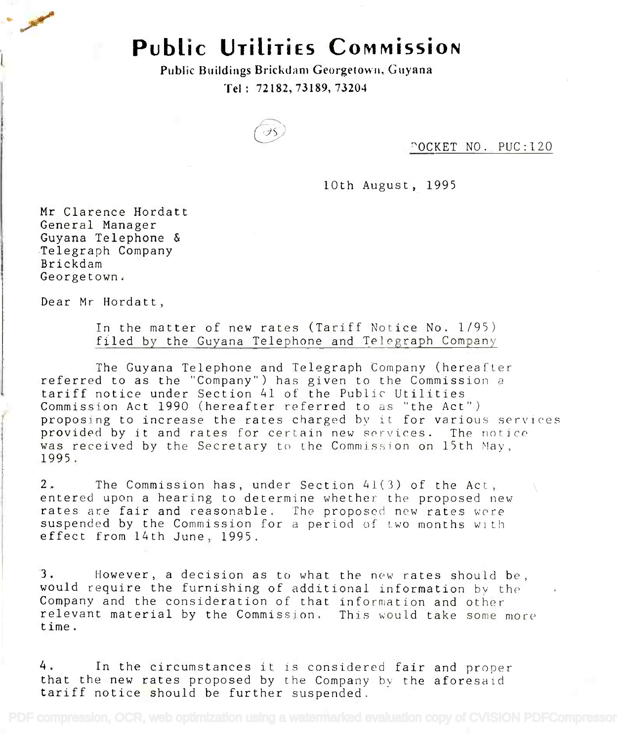# Public Utilities Commission

Public Buildings Brickdam Georgetown, Guyana

Tel : 72182, 73189, 73204

DOCKET NO. PUC:120

10th August, 1995

Mr Clarence Hordatt
General Manager
Guyana Telephone &
Telegraph Company
Brickdam
Georgetown.

Dear Mr Hordatt,

In the matter of new rates (Tariff Notice No. 1/95) filed by the Guyana Telephone and Telegraph Company

The Guyana Telephone and Telegraph Company (hereafter referred to as the "Company") has given to the Commission a tariff notice under Section 41 of the Public Utilities Commission Act 1990 (hereafter referred to as "the Act") proposing to increase the rates charged by it for various services provided by it and rates for certain new services. The notice was received by the Secretary to the Commission on 15th May, 1995.

2. The Commission has, under Section 41(3) of the Act, entered upon a hearing to determine whether the proposed new rates are fair and reasonable. The proposed new rates were suspended by the Commission for a period of two months with effect from 14th June, 1995.

3. However, a decision as to what the new rates should be, would require the furnishing of additional information by the Company and the consideration of that information and other relevant material by the Commission. This would take some more time.

4. In the circumstances it is considered fair and proper that the new rates proposed by the Company by the aforesaid tariff notice should be further suspended.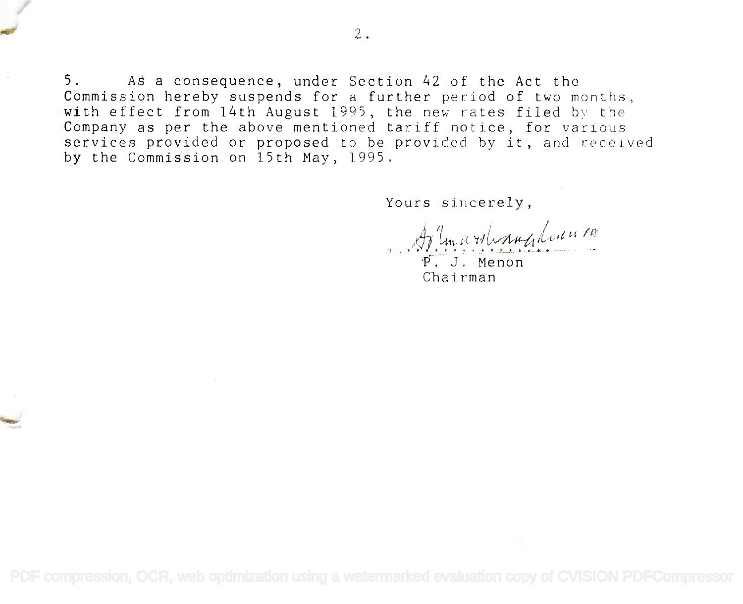5. As a consequence, under Section 42 of the Act the Commission hereby suspends for a further period of two months, with effect from 14th August 1995, the new rates filed by the Company as per the above mentioned tariff notice, for various services provided or proposed to be provided by it, and received by the Commission on 15th May, 1995.

Yours sincerely,

P. J. Menon
Chairman